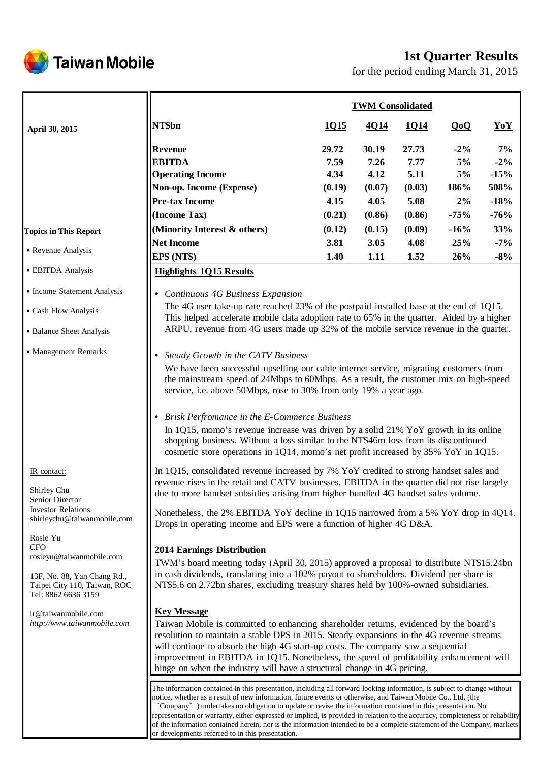Taiwan Mobile

# 1st Quarter Results

for the period ending March 31, 2015

**April 30, 2015**

| NT$bn | 1Q15 | 4Q14 | 1Q14 | QoQ | YoY |
|---|---|---|---|---|---|
| | **TWM Consolidated** | | | | |
| **Revenue** | 29.72 | 30.19 | 27.73 | -2% | 7% |
| **EBITDA** | 7.59 | 7.26 | 7.77 | 5% | -2% |
| **Operating Income** | 4.34 | 4.12 | 5.11 | 5% | -15% |
| **Non-op. Income (Expense)** | (0.19) | (0.07) | (0.03) | 186% | 508% |
| **Pre-tax Income** | 4.15 | 4.05 | 5.08 | 2% | -18% |
| **(Income Tax)** | (0.21) | (0.86) | (0.86) | -75% | -76% |
| **(Minority Interest & others)** | (0.12) | (0.15) | (0.09) | -16% | 33% |
| **Net Income** | 3.81 | 3.05 | 4.08 | 25% | -7% |
| **EPS (NT$)** | 1.40 | 1.11 | 1.52 | 26% | -8% |

**Topics in This Report**

- Revenue Analysis
- EBITDA Analysis
- Income Statement Analysis
- Cash Flow Analysis
- Balance Sheet Analysis
- Management Remarks

## Highlights 1Q15 Results

- *Continuous 4G Business Expansion*

  The 4G user take-up rate reached 23% of the postpaid installed base at the end of 1Q15. This helped accelerate mobile data adoption rate to 65% in the quarter. Aided by a higher ARPU, revenue from 4G users made up 32% of the mobile service revenue in the quarter.

- *Steady Growth in the CATV Business*

  We have been successful upselling our cable internet service, migrating customers from the mainstream speed of 24Mbps to 60Mbps. As a result, the customer mix on high-speed service, i.e. above 50Mbps, rose to 30% from only 19% a year ago.

- *Brisk Perfromance in the E-Commerce Business*

  In 1Q15, momo's revenue increase was driven by a solid 21% YoY growth in its online shopping business. Without a loss similar to the NT$46m loss from its discontinued cosmetic store operations in 1Q14, momo's net profit increased by 35% YoY in 1Q15.

In 1Q15, consolidated revenue increased by 7% YoY credited to strong handset sales and revenue rises in the retail and CATV businesses. EBITDA in the quarter did not rise largely due to more handset subsidies arising from higher bundled 4G handset sales volume.

Nonetheless, the 2% EBITDA YoY decline in 1Q15 narrowed from a 5% YoY drop in 4Q14. Drops in operating income and EPS were a function of higher 4G D&A.

## 2014 Earnings Distribution

TWM's board meeting today (April 30, 2015) approved a proposal to distribute NT$15.24bn in cash dividends, translating into a 102% payout to shareholders. Dividend per share is NT$5.6 on 2.72bn shares, excluding treasury shares held by 100%-owned subsidiaries.

## Key Message

Taiwan Mobile is committed to enhancing shareholder returns, evidenced by the board's resolution to maintain a stable DPS in 2015. Steady expansions in the 4G revenue streams will continue to absorb the high 4G start-up costs. The company saw a sequential improvement in EBITDA in 1Q15. Nonetheless, the speed of profitability enhancement will hinge on when the industry will have a structural change in 4G pricing.

IR contact:

Shirley Chu
Senior Director
Investor Relations
shirleychu@taiwanmobile.com

Rosie Yu
CFO
rosieyu@taiwanmobile.com

13F, No. 88, Yan Chang Rd.,
Taipei City 110, Taiwan, ROC
Tel: 8862 6636 3159

ir@taiwanmobile.com
*http://www.taiwanmobile.com*

The information contained in this presentation, including all forward-looking information, is subject to change without notice, whether as a result of new information, future events or otherwise, and Taiwan Mobile Co., Ltd. (the "Company") undertakes no obligation to update or revise the information contained in this presentation. No representation or warranty, either expressed or implied, is provided in relation to the accuracy, completeness or reliability of the information contained herein, nor is the information intended to be a complete statement of the Company, markets or developments referred to in this presentation.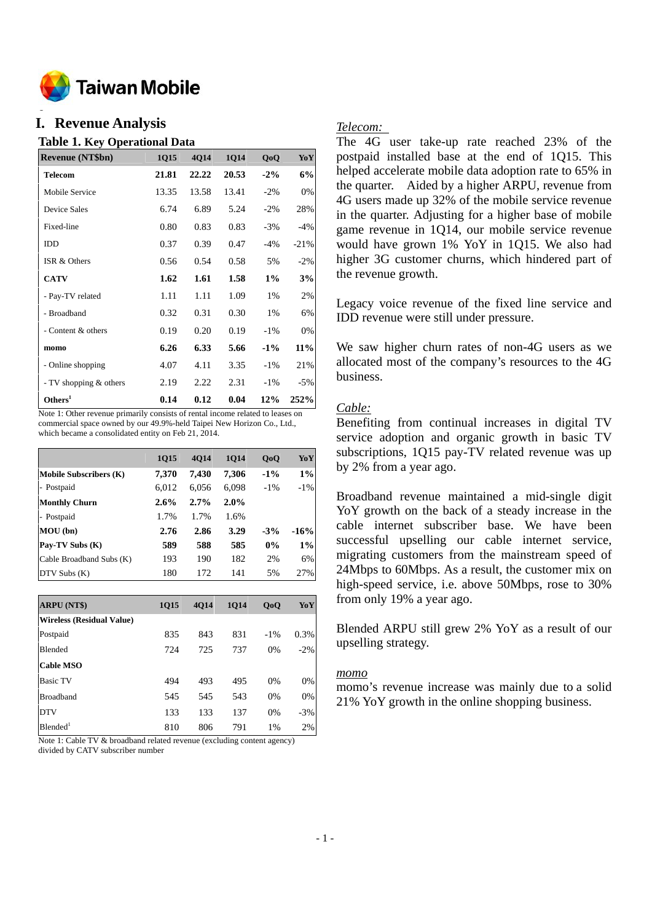# I. Revenue Analysis

## Table 1. Key Operational Data

| Revenue (NT$bn) | 1Q15 | 4Q14 | 1Q14 | QoQ | YoY |
|---|---|---|---|---|---|
| **Telecom** | **21.81** | **22.22** | **20.53** | **-2%** | **6%** |
| Mobile Service | 13.35 | 13.58 | 13.41 | -2% | 0% |
| Device Sales | 6.74 | 6.89 | 5.24 | -2% | 28% |
| Fixed-line | 0.80 | 0.83 | 0.83 | -3% | -4% |
| IDD | 0.37 | 0.39 | 0.47 | -4% | -21% |
| ISR & Others | 0.56 | 0.54 | 0.58 | 5% | -2% |
| **CATV** | **1.62** | **1.61** | **1.58** | **1%** | **3%** |
| - Pay-TV related | 1.11 | 1.11 | 1.09 | 1% | 2% |
| - Broadband | 0.32 | 0.31 | 0.30 | 1% | 6% |
| - Content & others | 0.19 | 0.20 | 0.19 | -1% | 0% |
| **momo** | **6.26** | **6.33** | **5.66** | **-1%** | **11%** |
| - Online shopping | 4.07 | 4.11 | 3.35 | -1% | 21% |
| - TV shopping & others | 2.19 | 2.22 | 2.31 | -1% | -5% |
| **Others[1]** | **0.14** | **0.12** | **0.04** | **12%** | **252%** |

Note 1: Other revenue primarily consists of rental income related to leases on commercial space owned by our 49.9%-held Taipei New Horizon Co., Ltd., which became a consolidated entity on Feb 21, 2014.

| | 1Q15 | 4Q14 | 1Q14 | QoQ | YoY |
|---|---|---|---|---|---|
| **Mobile Subscribers (K)** | **7,370** | **7,430** | **7,306** | **-1%** | **1%** |
| - Postpaid | 6,012 | 6,056 | 6,098 | -1% | -1% |
| **Monthly Churn** | **2.6%** | **2.7%** | **2.0%** | | |
| - Postpaid | 1.7% | 1.7% | 1.6% | | |
| **MOU (bn)** | **2.76** | **2.86** | **3.29** | **-3%** | **-16%** |
| **Pay-TV Subs (K)** | **589** | **588** | **585** | **0%** | **1%** |
| Cable Broadband Subs (K) | 193 | 190 | 182 | 2% | 6% |
| DTV Subs (K) | 180 | 172 | 141 | 5% | 27% |

| ARPU (NT$) | 1Q15 | 4Q14 | 1Q14 | QoQ | YoY |
|---|---|---|---|---|---|
| **Wireless (Residual Value)** | | | | | |
| Postpaid | 835 | 843 | 831 | -1% | 0.3% |
| Blended | 724 | 725 | 737 | 0% | -2% |
| **Cable MSO** | | | | | |
| Basic TV | 494 | 493 | 495 | 0% | 0% |
| Broadband | 545 | 545 | 543 | 0% | 0% |
| DTV | 133 | 133 | 137 | 0% | -3% |
| Blended[1] | 810 | 806 | 791 | 1% | 2% |

Note 1: Cable TV & broadband related revenue (excluding content agency) divided by CATV subscriber number

*Telecom:*

The 4G user take-up rate reached 23% of the postpaid installed base at the end of 1Q15. This helped accelerate mobile data adoption rate to 65% in the quarter. Aided by a higher ARPU, revenue from 4G users made up 32% of the mobile service revenue in the quarter. Adjusting for a higher base of mobile game revenue in 1Q14, our mobile service revenue would have grown 1% YoY in 1Q15. We also had higher 3G customer churns, which hindered part of the revenue growth.

Legacy voice revenue of the fixed line service and IDD revenue were still under pressure.

We saw higher churn rates of non-4G users as we allocated most of the company's resources to the 4G business.

*Cable:*

Benefiting from continual increases in digital TV service adoption and organic growth in basic TV subscriptions, 1Q15 pay-TV related revenue was up by 2% from a year ago.

Broadband revenue maintained a mid-single digit YoY growth on the back of a steady increase in the cable internet subscriber base. We have been successful upselling our cable internet service, migrating customers from the mainstream speed of 24Mbps to 60Mbps. As a result, the customer mix on high-speed service, i.e. above 50Mbps, rose to 30% from only 19% a year ago.

Blended ARPU still grew 2% YoY as a result of our upselling strategy.

*momo*

momo's revenue increase was mainly due to a solid 21% YoY growth in the online shopping business.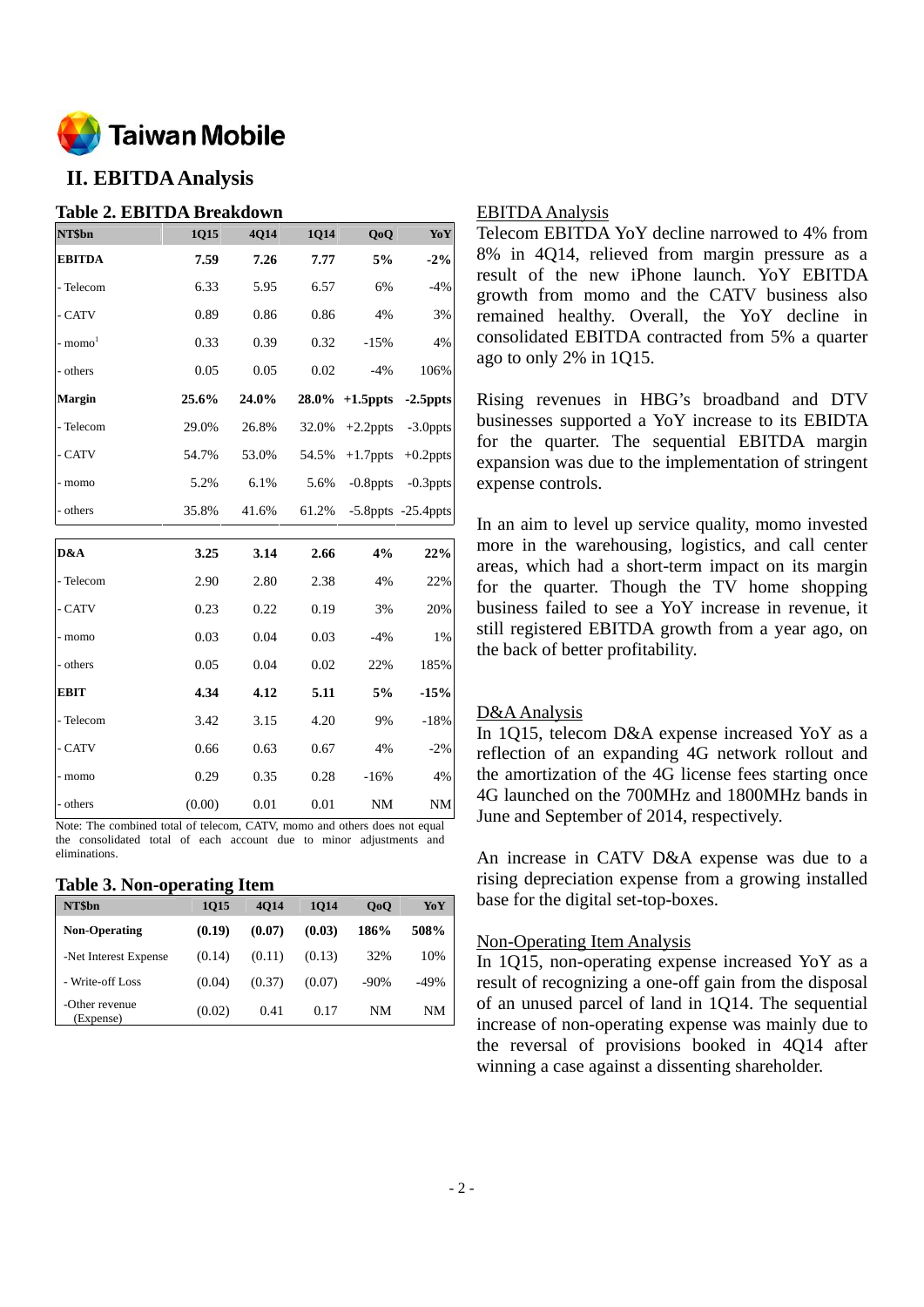## II. EBITDA Analysis

### Table 2. EBITDA Breakdown

| NT$bn | 1Q15 | 4Q14 | 1Q14 | QoQ | YoY |
|---|---|---|---|---|---|
| **EBITDA** | **7.59** | **7.26** | **7.77** | **5%** | **-2%** |
| - Telecom | 6.33 | 5.95 | 6.57 | 6% | -4% |
| - CATV | 0.89 | 0.86 | 0.86 | 4% | 3% |
| - momo[1] | 0.33 | 0.39 | 0.32 | -15% | 4% |
| - others | 0.05 | 0.05 | 0.02 | -4% | 106% |
| **Margin** | **25.6%** | **24.0%** | **28.0%** | **+1.5ppts** | **-2.5ppts** |
| - Telecom | 29.0% | 26.8% | 32.0% | +2.2ppts | -3.0ppts |
| - CATV | 54.7% | 53.0% | 54.5% | +1.7ppts | +0.2ppts |
| - momo | 5.2% | 6.1% | 5.6% | -0.8ppts | -0.3ppts |
| - others | 35.8% | 41.6% | 61.2% | -5.8ppts | -25.4ppts |
| **D&A** | **3.25** | **3.14** | **2.66** | **4%** | **22%** |
| - Telecom | 2.90 | 2.80 | 2.38 | 4% | 22% |
| - CATV | 0.23 | 0.22 | 0.19 | 3% | 20% |
| - momo | 0.03 | 0.04 | 0.03 | -4% | 1% |
| - others | 0.05 | 0.04 | 0.02 | 22% | 185% |
| **EBIT** | **4.34** | **4.12** | **5.11** | **5%** | **-15%** |
| - Telecom | 3.42 | 3.15 | 4.20 | 9% | -18% |
| - CATV | 0.66 | 0.63 | 0.67 | 4% | -2% |
| - momo | 0.29 | 0.35 | 0.28 | -16% | 4% |
| - others | (0.00) | 0.01 | 0.01 | NM | NM |

Note: The combined total of telecom, CATV, momo and others does not equal the consolidated total of each account due to minor adjustments and eliminations.

### Table 3. Non-operating Item

| NT$bn | 1Q15 | 4Q14 | 1Q14 | QoQ | YoY |
|---|---|---|---|---|---|
| **Non-Operating** | **(0.19)** | **(0.07)** | **(0.03)** | **186%** | **508%** |
| -Net Interest Expense | (0.14) | (0.11) | (0.13) | 32% | 10% |
| - Write-off Loss | (0.04) | (0.37) | (0.07) | -90% | -49% |
| -Other revenue (Expense) | (0.02) | 0.41 | 0.17 | NM | NM |

EBITDA Analysis

Telecom EBITDA YoY decline narrowed to 4% from 8% in 4Q14, relieved from margin pressure as a result of the new iPhone launch. YoY EBITDA growth from momo and the CATV business also remained healthy. Overall, the YoY decline in consolidated EBITDA contracted from 5% a quarter ago to only 2% in 1Q15.

Rising revenues in HBG's broadband and DTV businesses supported a YoY increase to its EBITDA for the quarter. The sequential EBITDA margin expansion was due to the implementation of stringent expense controls.

In an aim to level up service quality, momo invested more in the warehousing, logistics, and call center areas, which had a short-term impact on its margin for the quarter. Though the TV home shopping business failed to see a YoY increase in revenue, it still registered EBITDA growth from a year ago, on the back of better profitability.

D&A Analysis

In 1Q15, telecom D&A expense increased YoY as a reflection of an expanding 4G network rollout and the amortization of the 4G license fees starting once 4G launched on the 700MHz and 1800MHz bands in June and September of 2014, respectively.

An increase in CATV D&A expense was due to a rising depreciation expense from a growing installed base for the digital set-top-boxes.

Non-Operating Item Analysis

In 1Q15, non-operating expense increased YoY as a result of recognizing a one-off gain from the disposal of an unused parcel of land in 1Q14. The sequential increase of non-operating expense was mainly due to the reversal of provisions booked in 4Q14 after winning a case against a dissenting shareholder.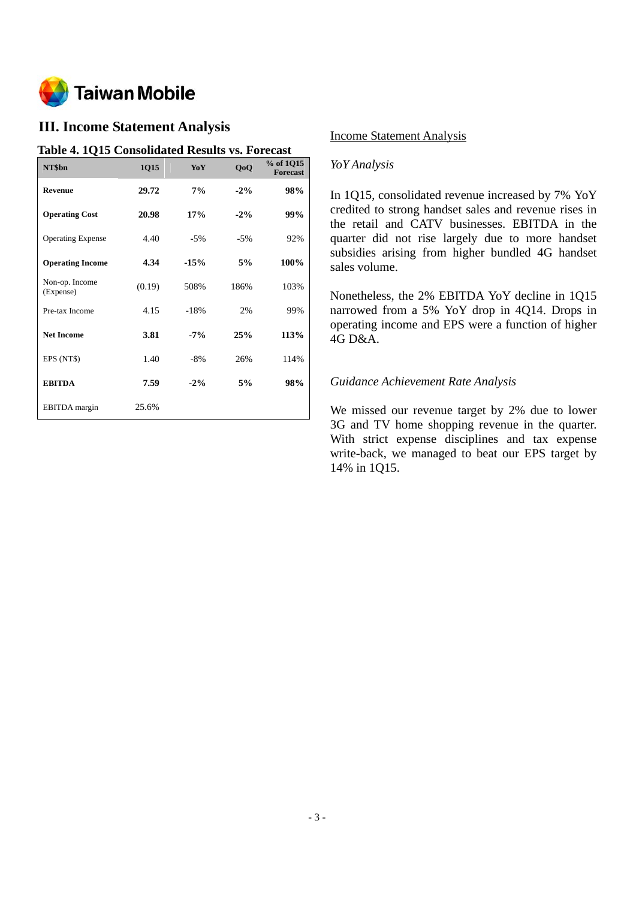## III. Income Statement Analysis

### Table 4. 1Q15 Consolidated Results vs. Forecast

| NT$bn | 1Q15 | YoY | QoQ | % of 1Q15 Forecast |
|---|---|---|---|---|
| **Revenue** | **29.72** | **7%** | **-2%** | **98%** |
| **Operating Cost** | **20.98** | **17%** | **-2%** | **99%** |
| Operating Expense | 4.40 | -5% | -5% | 92% |
| **Operating Income** | **4.34** | **-15%** | **5%** | **100%** |
| Non-op. Income (Expense) | (0.19) | 508% | 186% | 103% |
| Pre-tax Income | 4.15 | -18% | 2% | 99% |
| **Net Income** | **3.81** | **-7%** | **25%** | **113%** |
| EPS (NT$) | 1.40 | -8% | 26% | 114% |
| **EBITDA** | **7.59** | **-2%** | **5%** | **98%** |
| EBITDA margin | 25.6% | | | |

Income Statement Analysis

*YoY Analysis*

In 1Q15, consolidated revenue increased by 7% YoY credited to strong handset sales and revenue rises in the retail and CATV businesses. EBITDA in the quarter did not rise largely due to more handset subsidies arising from higher bundled 4G handset sales volume.

Nonetheless, the 2% EBITDA YoY decline in 1Q15 narrowed from a 5% YoY drop in 4Q14. Drops in operating income and EPS were a function of higher 4G D&A.

*Guidance Achievement Rate Analysis*

We missed our revenue target by 2% due to lower 3G and TV home shopping revenue in the quarter. With strict expense disciplines and tax expense write-back, we managed to beat our EPS target by 14% in 1Q15.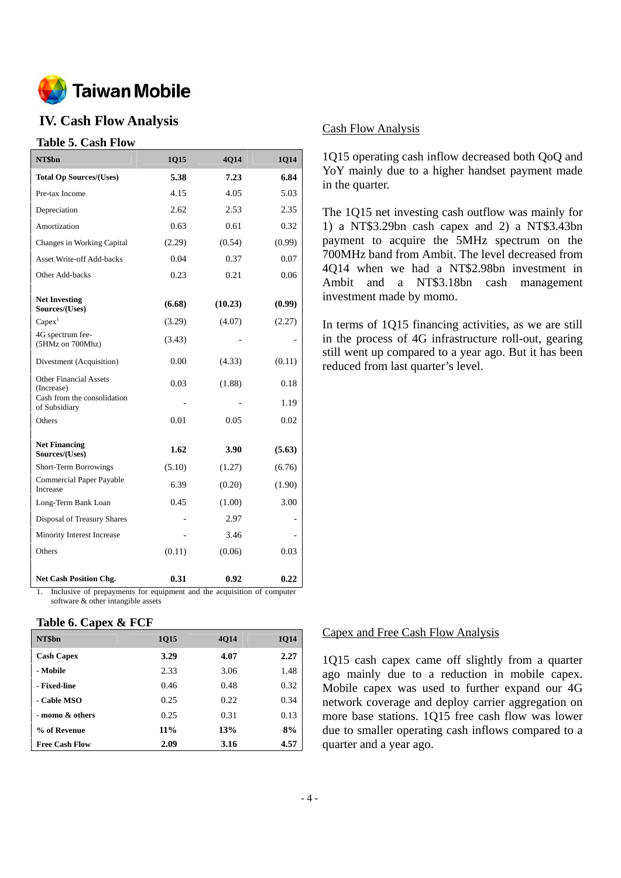# IV. Cash Flow Analysis

### Table 5. Cash Flow

| NT$bn | 1Q15 | 4Q14 | 1Q14 |
|---|---|---|---|
| **Total Op Sources/(Uses)** | **5.38** | **7.23** | **6.84** |
| Pre-tax Income | 4.15 | 4.05 | 5.03 |
| Depreciation | 2.62 | 2.53 | 2.35 |
| Amortization | 0.63 | 0.61 | 0.32 |
| Changes in Working Capital | (2.29) | (0.54) | (0.99) |
| Asset Write-off Add-backs | 0.04 | 0.37 | 0.07 |
| Other Add-backs | 0.23 | 0.21 | 0.06 |
| **Net Investing Sources/(Uses)** | **(6.68)** | **(10.23)** | **(0.99)** |
| Capex[1] | (3.29) | (4.07) | (2.27) |
| 4G spectrum fee-(5HMz on 700Mhz) | (3.43) | - | - |
| Divestment (Acquisition) | 0.00 | (4.33) | (0.11) |
| Other Financial Assets (Increase) | 0.03 | (1.88) | 0.18 |
| Cash from the consolidation of Subsidiary | - | - | 1.19 |
| Others | 0.01 | 0.05 | 0.02 |
| **Net Financing Sources/(Uses)** | **1.62** | **3.90** | **(5.63)** |
| Short-Term Borrowings | (5.10) | (1.27) | (6.76) |
| Commercial Paper Payable Increase | 6.39 | (0.20) | (1.90) |
| Long-Term Bank Loan | 0.45 | (1.00) | 3.00 |
| Disposal of Treasury Shares | - | 2.97 | - |
| Minority Interest Increase | - | 3.46 | - |
| Others | (0.11) | (0.06) | 0.03 |
| **Net Cash Position Chg.** | **0.31** | **0.92** | **0.22** |

1. Inclusive of prepayments for equipment and the acquisition of computer software & other intangible assets

### Cash Flow Analysis

1Q15 operating cash inflow decreased both QoQ and YoY mainly due to a higher handset payment made in the quarter.

The 1Q15 net investing cash outflow was mainly for 1) a NT$3.29bn cash capex and 2) a NT$3.43bn payment to acquire the 5MHz spectrum on the 700MHz band from Ambit. The level decreased from 4Q14 when we had a NT$2.98bn investment in Ambit and a NT$3.18bn cash management investment made by momo.

In terms of 1Q15 financing activities, as we are still in the process of 4G infrastructure roll-out, gearing still went up compared to a year ago. But it has been reduced from last quarter's level.

### Table 6. Capex & FCF

| NT$bn | 1Q15 | 4Q14 | 1Q14 |
|---|---|---|---|
| **Cash Capex** | **3.29** | **4.07** | **2.27** |
| **- Mobile** | 2.33 | 3.06 | 1.48 |
| **- Fixed-line** | 0.46 | 0.48 | 0.32 |
| **- Cable MSO** | 0.25 | 0.22 | 0.34 |
| **- momo & others** | 0.25 | 0.31 | 0.13 |
| **% of Revenue** | **11%** | **13%** | **8%** |
| **Free Cash Flow** | **2.09** | **3.16** | **4.57** |

### Capex and Free Cash Flow Analysis

1Q15 cash capex came off slightly from a quarter ago mainly due to a reduction in mobile capex. Mobile capex was used to further expand our 4G network coverage and deploy carrier aggregation on more base stations. 1Q15 free cash flow was lower due to smaller operating cash inflows compared to a quarter and a year ago.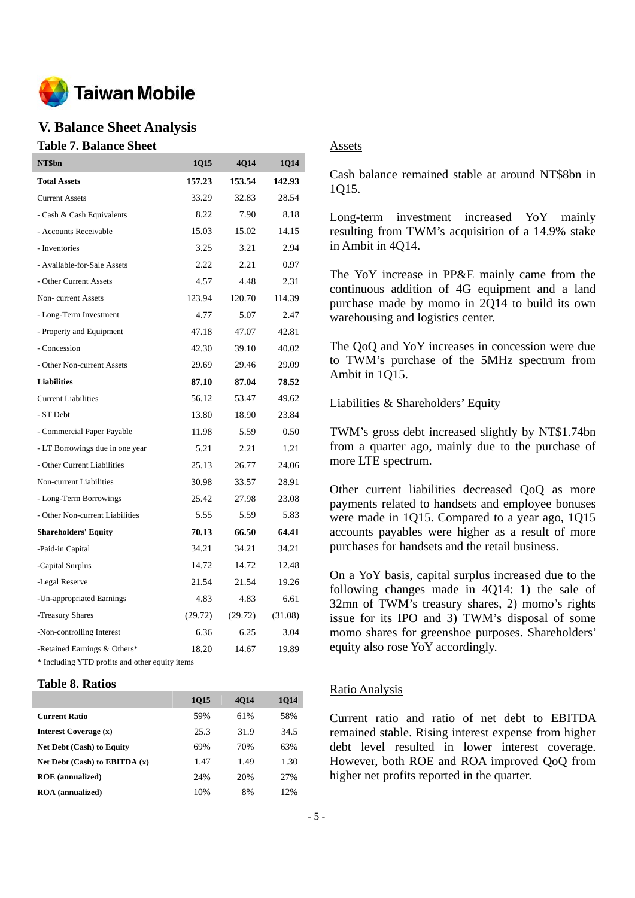## V. Balance Sheet Analysis

### Table 7. Balance Sheet

| NT$bn | 1Q15 | 4Q14 | 1Q14 |
|---|---|---|---|
| **Total Assets** | **157.23** | **153.54** | **142.93** |
| Current Assets | 33.29 | 32.83 | 28.54 |
| - Cash & Cash Equivalents | 8.22 | 7.90 | 8.18 |
| - Accounts Receivable | 15.03 | 15.02 | 14.15 |
| - Inventories | 3.25 | 3.21 | 2.94 |
| - Available-for-Sale Assets | 2.22 | 2.21 | 0.97 |
| - Other Current Assets | 4.57 | 4.48 | 2.31 |
| Non- current Assets | 123.94 | 120.70 | 114.39 |
| - Long-Term Investment | 4.77 | 5.07 | 2.47 |
| - Property and Equipment | 47.18 | 47.07 | 42.81 |
| - Concession | 42.30 | 39.10 | 40.02 |
| - Other Non-current Assets | 29.69 | 29.46 | 29.09 |
| **Liabilities** | **87.10** | **87.04** | **78.52** |
| Current Liabilities | 56.12 | 53.47 | 49.62 |
| - ST Debt | 13.80 | 18.90 | 23.84 |
| - Commercial Paper Payable | 11.98 | 5.59 | 0.50 |
| - LT Borrowings due in one year | 5.21 | 2.21 | 1.21 |
| - Other Current Liabilities | 25.13 | 26.77 | 24.06 |
| Non-current Liabilities | 30.98 | 33.57 | 28.91 |
| - Long-Term Borrowings | 25.42 | 27.98 | 23.08 |
| - Other Non-current Liabilities | 5.55 | 5.59 | 5.83 |
| **Shareholders' Equity** | **70.13** | **66.50** | **64.41** |
| -Paid-in Capital | 34.21 | 34.21 | 34.21 |
| -Capital Surplus | 14.72 | 14.72 | 12.48 |
| -Legal Reserve | 21.54 | 21.54 | 19.26 |
| -Un-appropriated Earnings | 4.83 | 4.83 | 6.61 |
| -Treasury Shares | (29.72) | (29.72) | (31.08) |
| -Non-controlling Interest | 6.36 | 6.25 | 3.04 |
| -Retained Earnings & Others* | 18.20 | 14.67 | 19.89 |

* Including YTD profits and other equity items

### Table 8. Ratios

| | 1Q15 | 4Q14 | 1Q14 |
|---|---|---|---|
| **Current Ratio** | 59% | 61% | 58% |
| **Interest Coverage (x)** | 25.3 | 31.9 | 34.5 |
| **Net Debt (Cash) to Equity** | 69% | 70% | 63% |
| **Net Debt (Cash) to EBITDA (x)** | 1.47 | 1.49 | 1.30 |
| **ROE (annualized)** | 24% | 20% | 27% |
| **ROA (annualized)** | 10% | 8% | 12% |

### Assets

Cash balance remained stable at around NT$8bn in 1Q15.

Long-term investment increased YoY mainly resulting from TWM's acquisition of a 14.9% stake in Ambit in 4Q14.

The YoY increase in PP&E mainly came from the continuous addition of 4G equipment and a land purchase made by momo in 2Q14 to build its own warehousing and logistics center.

The QoQ and YoY increases in concession were due to TWM's purchase of the 5MHz spectrum from Ambit in 1Q15.

### Liabilities & Shareholders' Equity

TWM's gross debt increased slightly by NT$1.74bn from a quarter ago, mainly due to the purchase of more LTE spectrum.

Other current liabilities decreased QoQ as more payments related to handsets and employee bonuses were made in 1Q15. Compared to a year ago, 1Q15 accounts payables were higher as a result of more purchases for handsets and the retail business.

On a YoY basis, capital surplus increased due to the following changes made in 4Q14: 1) the sale of 32mn of TWM's treasury shares, 2) momo's rights issue for its IPO and 3) TWM's disposal of some momo shares for greenshoe purposes. Shareholders' equity also rose YoY accordingly.

### Ratio Analysis

Current ratio and ratio of net debt to EBITDA remained stable. Rising interest expense from higher debt level resulted in lower interest coverage. However, both ROE and ROA improved QoQ from higher net profits reported in the quarter.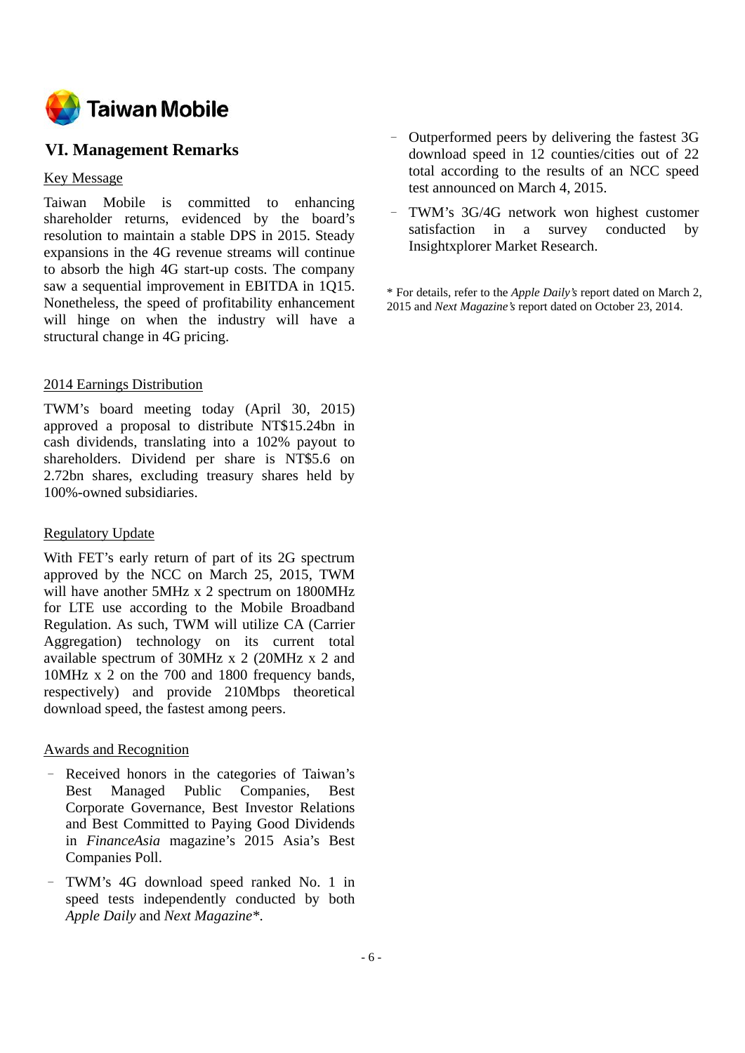## VI. Management Remarks

Key Message

Taiwan Mobile is committed to enhancing shareholder returns, evidenced by the board's resolution to maintain a stable DPS in 2015. Steady expansions in the 4G revenue streams will continue to absorb the high 4G start-up costs. The company saw a sequential improvement in EBITDA in 1Q15. Nonetheless, the speed of profitability enhancement will hinge on when the industry will have a structural change in 4G pricing.

2014 Earnings Distribution

TWM's board meeting today (April 30, 2015) approved a proposal to distribute NT$15.24bn in cash dividends, translating into a 102% payout to shareholders. Dividend per share is NT$5.6 on 2.72bn shares, excluding treasury shares held by 100%-owned subsidiaries.

Regulatory Update

With FET's early return of part of its 2G spectrum approved by the NCC on March 25, 2015, TWM will have another 5MHz x 2 spectrum on 1800MHz for LTE use according to the Mobile Broadband Regulation. As such, TWM will utilize CA (Carrier Aggregation) technology on its current total available spectrum of 30MHz x 2 (20MHz x 2 and 10MHz x 2 on the 700 and 1800 frequency bands, respectively) and provide 210Mbps theoretical download speed, the fastest among peers.

Awards and Recognition

- Received honors in the categories of Taiwan's Best Managed Public Companies, Best Corporate Governance, Best Investor Relations and Best Committed to Paying Good Dividends in *FinanceAsia* magazine's 2015 Asia's Best Companies Poll.
- TWM's 4G download speed ranked No. 1 in speed tests independently conducted by both *Apple Daily* and *Next Magazine*\*.
- Outperformed peers by delivering the fastest 3G download speed in 12 counties/cities out of 22 total according to the results of an NCC speed test announced on March 4, 2015.
- TWM's 3G/4G network won highest customer satisfaction in a survey conducted by Insightxplorer Market Research.

\* For details, refer to the *Apple Daily's* report dated on March 2, 2015 and *Next Magazine's* report dated on October 23, 2014.